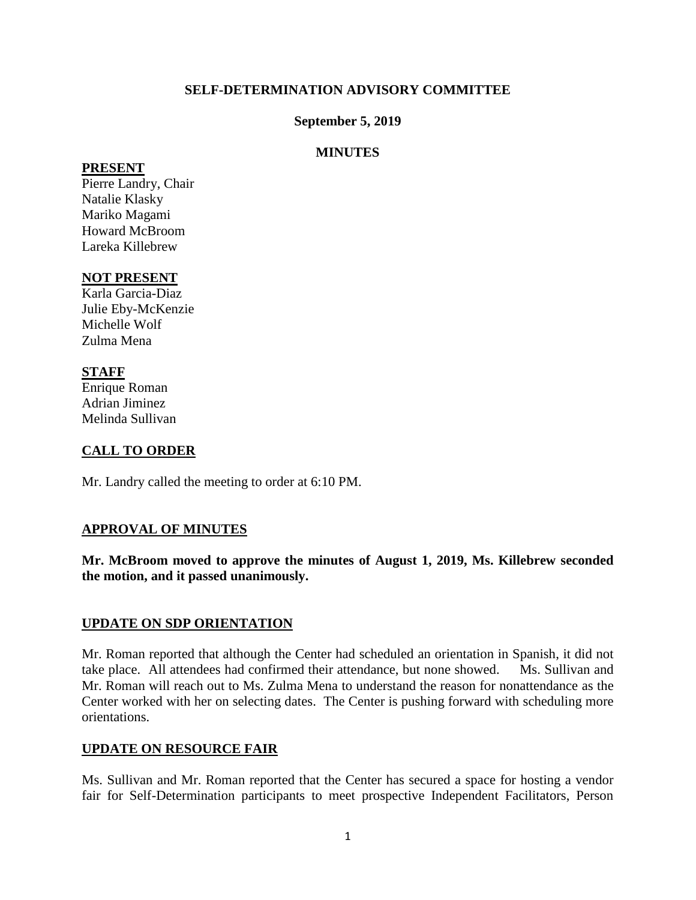# SELF-DETERMINATION ADVISORY COMMITTEE

## September 5, 2019

## MINUTES

**PRESENT**

Pierre Landry, Chair
Natalie Klasky
Mariko Magami
Howard McBroom
Lareka Killebrew

**NOT PRESENT**

Karla Garcia-Diaz
Julie Eby-McKenzie
Michelle Wolf
Zulma Mena

**STAFF**

Enrique Roman
Adrian Jiminez
Melinda Sullivan

**CALL TO ORDER**

Mr. Landry called the meeting to order at 6:10 PM.

**APPROVAL OF MINUTES**

**Mr. McBroom moved to approve the minutes of August 1, 2019, Ms. Killebrew seconded the motion, and it passed unanimously.**

**UPDATE ON SDP ORIENTATION**

Mr. Roman reported that although the Center had scheduled an orientation in Spanish, it did not take place. All attendees had confirmed their attendance, but none showed. Ms. Sullivan and Mr. Roman will reach out to Ms. Zulma Mena to understand the reason for nonattendance as the Center worked with her on selecting dates. The Center is pushing forward with scheduling more orientations.

**UPDATE ON RESOURCE FAIR**

Ms. Sullivan and Mr. Roman reported that the Center has secured a space for hosting a vendor fair for Self-Determination participants to meet prospective Independent Facilitators, Person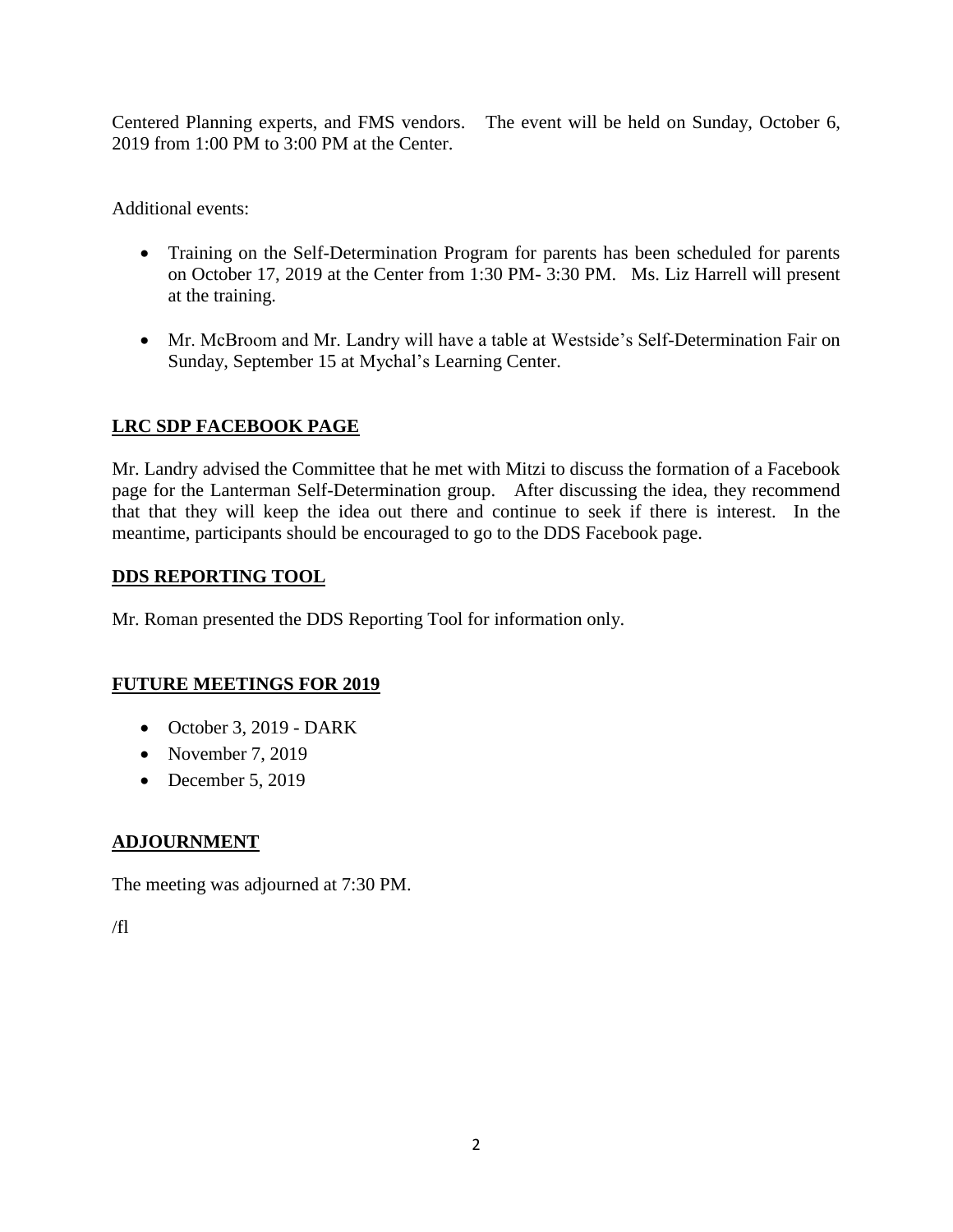Centered Planning experts, and FMS vendors. The event will be held on Sunday, October 6, 2019 from 1:00 PM to 3:00 PM at the Center.

Additional events:

- Training on the Self-Determination Program for parents has been scheduled for parents on October 17, 2019 at the Center from 1:30 PM- 3:30 PM. Ms. Liz Harrell will present at the training.
- Mr. McBroom and Mr. Landry will have a table at Westside's Self-Determination Fair on Sunday, September 15 at Mychal's Learning Center.

## LRC SDP FACEBOOK PAGE

Mr. Landry advised the Committee that he met with Mitzi to discuss the formation of a Facebook page for the Lanterman Self-Determination group. After discussing the idea, they recommend that that they will keep the idea out there and continue to seek if there is interest. In the meantime, participants should be encouraged to go to the DDS Facebook page.

## DDS REPORTING TOOL

Mr. Roman presented the DDS Reporting Tool for information only.

## FUTURE MEETINGS FOR 2019

- October 3, 2019 - DARK
- November 7, 2019
- December 5, 2019

## ADJOURNMENT

The meeting was adjourned at 7:30 PM.

/fl